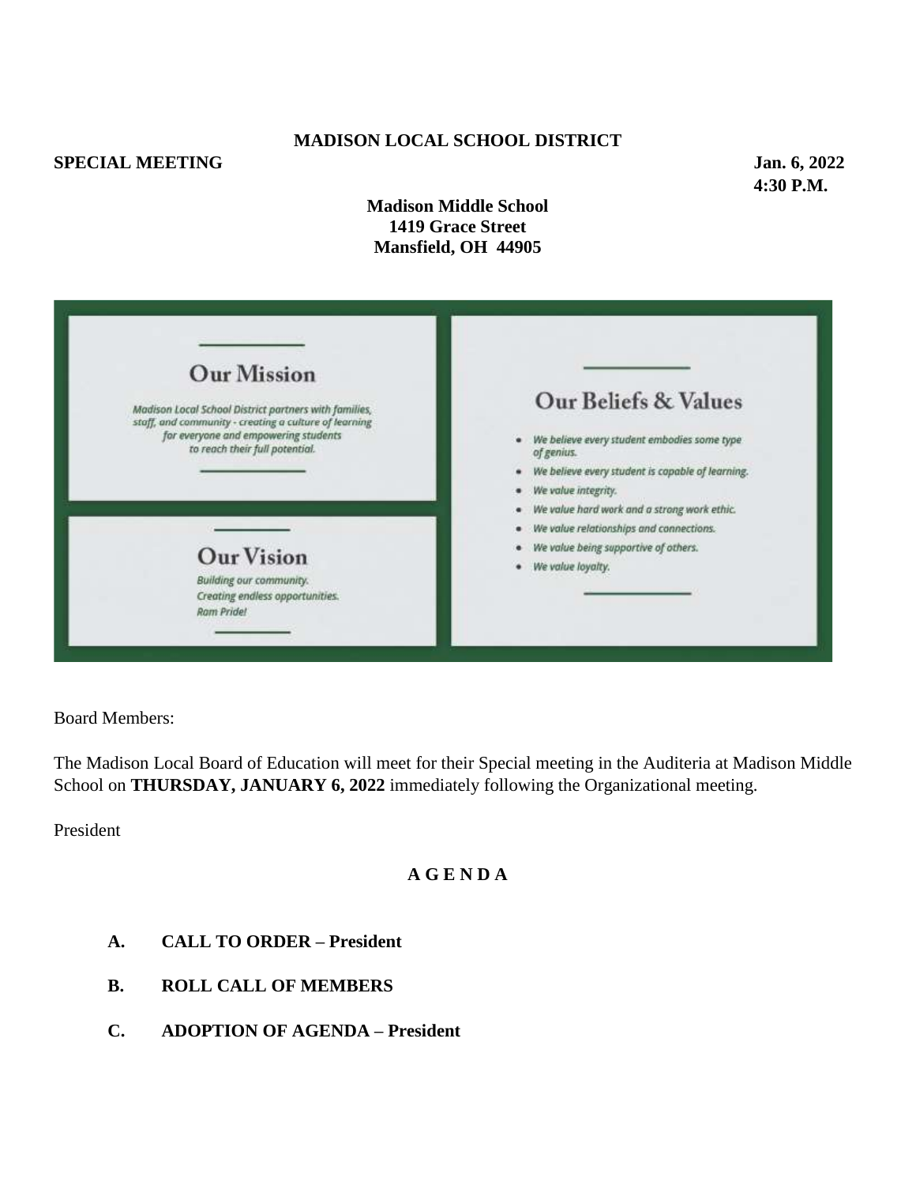**MADISON LOCAL SCHOOL DISTRICT**

**SPECIAL MEETING** **Jan. 6, 2022**
**4:30 P.M.**

**Madison Middle School**
**1419 Grace Street**
**Mansfield, OH 44905**

## Our Mission

*Madison Local School District partners with families, staff, and community - creating a culture of learning for everyone and empowering students to reach their full potential.*

## Our Vision

*Building our community.*
*Creating endless opportunities.*
*Ram Pride!*

## Our Beliefs & Values

- *We believe every student embodies some type of genius.*
- *We believe every student is capable of learning.*
- *We value integrity.*
- *We value hard work and a strong work ethic.*
- *We value relationships and connections.*
- *We value being supportive of others.*
- *We value loyalty.*

Board Members:

The Madison Local Board of Education will meet for their Special meeting in the Auditeria at Madison Middle School on **THURSDAY, JANUARY 6, 2022** immediately following the Organizational meeting.

President

**A G E N D A**

**A. CALL TO ORDER – President**

**B. ROLL CALL OF MEMBERS**

**C. ADOPTION OF AGENDA – President**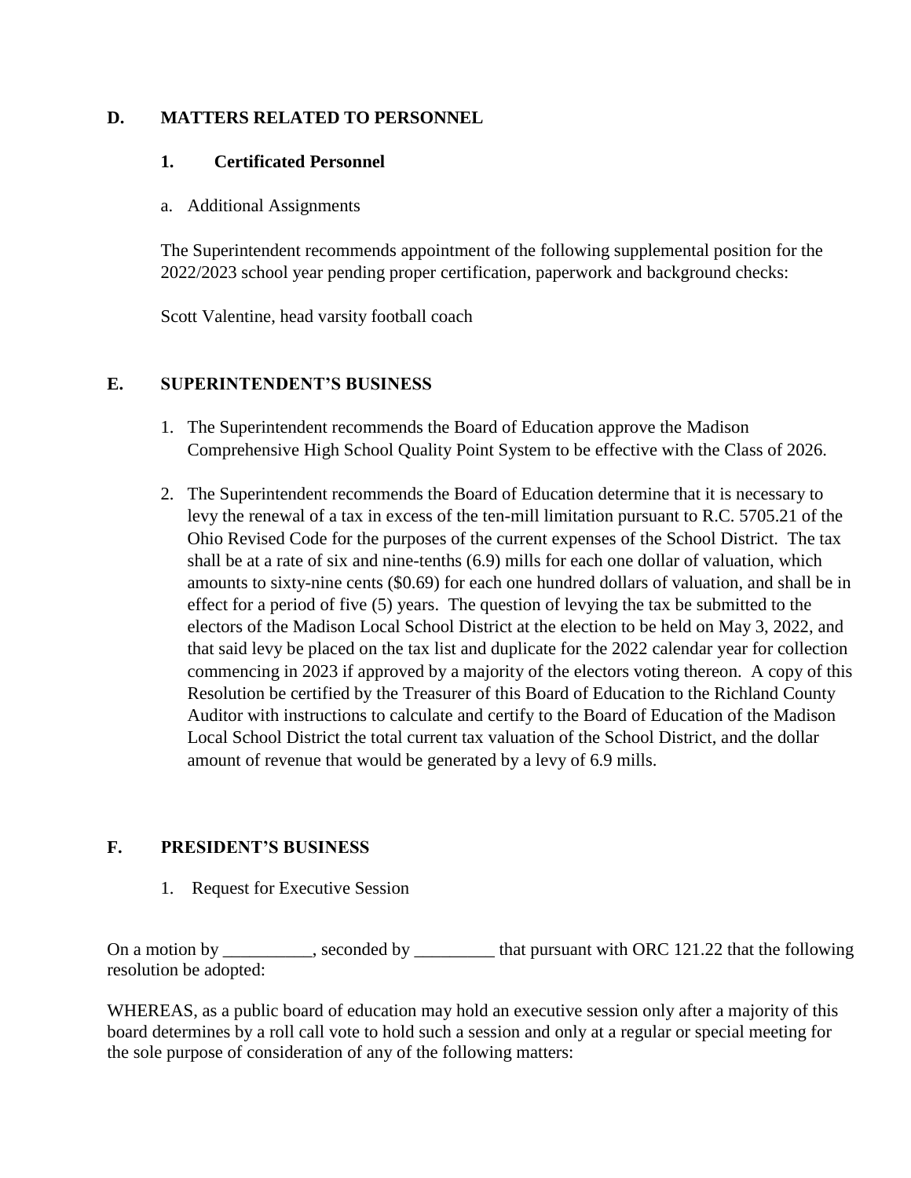## D. MATTERS RELATED TO PERSONNEL

### 1. Certificated Personnel

a. Additional Assignments

The Superintendent recommends appointment of the following supplemental position for the 2022/2023 school year pending proper certification, paperwork and background checks:

Scott Valentine, head varsity football coach

## E. SUPERINTENDENT'S BUSINESS

1. The Superintendent recommends the Board of Education approve the Madison Comprehensive High School Quality Point System to be effective with the Class of 2026.

2. The Superintendent recommends the Board of Education determine that it is necessary to levy the renewal of a tax in excess of the ten-mill limitation pursuant to R.C. 5705.21 of the Ohio Revised Code for the purposes of the current expenses of the School District. The tax shall be at a rate of six and nine-tenths (6.9) mills for each one dollar of valuation, which amounts to sixty-nine cents ($0.69) for each one hundred dollars of valuation, and shall be in effect for a period of five (5) years. The question of levying the tax be submitted to the electors of the Madison Local School District at the election to be held on May 3, 2022, and that said levy be placed on the tax list and duplicate for the 2022 calendar year for collection commencing in 2023 if approved by a majority of the electors voting thereon. A copy of this Resolution be certified by the Treasurer of this Board of Education to the Richland County Auditor with instructions to calculate and certify to the Board of Education of the Madison Local School District the total current tax valuation of the School District, and the dollar amount of revenue that would be generated by a levy of 6.9 mills.

## F. PRESIDENT'S BUSINESS

1. Request for Executive Session

On a motion by __________, seconded by _________ that pursuant with ORC 121.22 that the following resolution be adopted:

WHEREAS, as a public board of education may hold an executive session only after a majority of this board determines by a roll call vote to hold such a session and only at a regular or special meeting for the sole purpose of consideration of any of the following matters: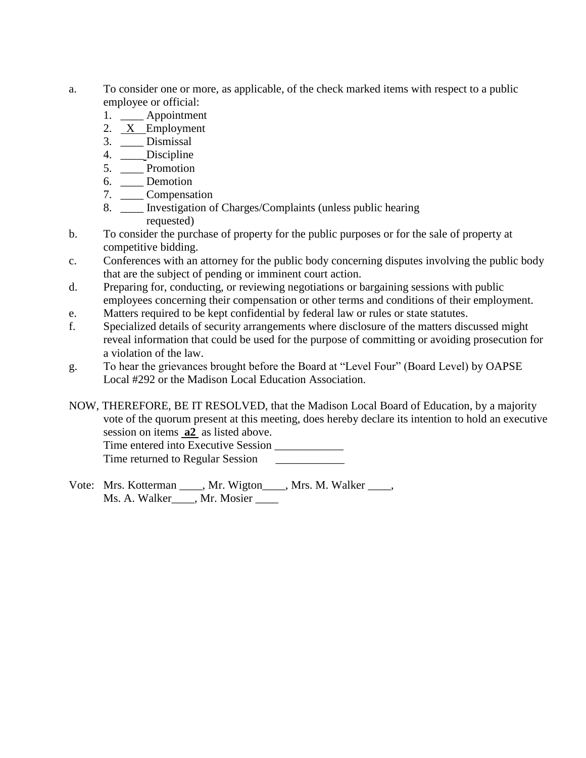a. To consider one or more, as applicable, of the check marked items with respect to a public employee or official:
   1. ____ Appointment
   2. _X_ Employment
   3. ____ Dismissal
   4. ____ Discipline
   5. ____ Promotion
   6. ____ Demotion
   7. ____ Compensation
   8. ____ Investigation of Charges/Complaints (unless public hearing requested)

b. To consider the purchase of property for the public purposes or for the sale of property at competitive bidding.

c. Conferences with an attorney for the public body concerning disputes involving the public body that are the subject of pending or imminent court action.

d. Preparing for, conducting, or reviewing negotiations or bargaining sessions with public employees concerning their compensation or other terms and conditions of their employment.

e. Matters required to be kept confidential by federal law or rules or state statutes.

f. Specialized details of security arrangements where disclosure of the matters discussed might reveal information that could be used for the purpose of committing or avoiding prosecution for a violation of the law.

g. To hear the grievances brought before the Board at "Level Four" (Board Level) by OAPSE Local #292 or the Madison Local Education Association.

NOW, THEREFORE, BE IT RESOLVED, that the Madison Local Board of Education, by a majority vote of the quorum present at this meeting, does hereby declare its intention to hold an executive session on items **a2** as listed above.

Time entered into Executive Session ____________

Time returned to Regular Session ____________

Vote: Mrs. Kotterman ____, Mr. Wigton____, Mrs. M. Walker ____,
Ms. A. Walker____, Mr. Mosier ____